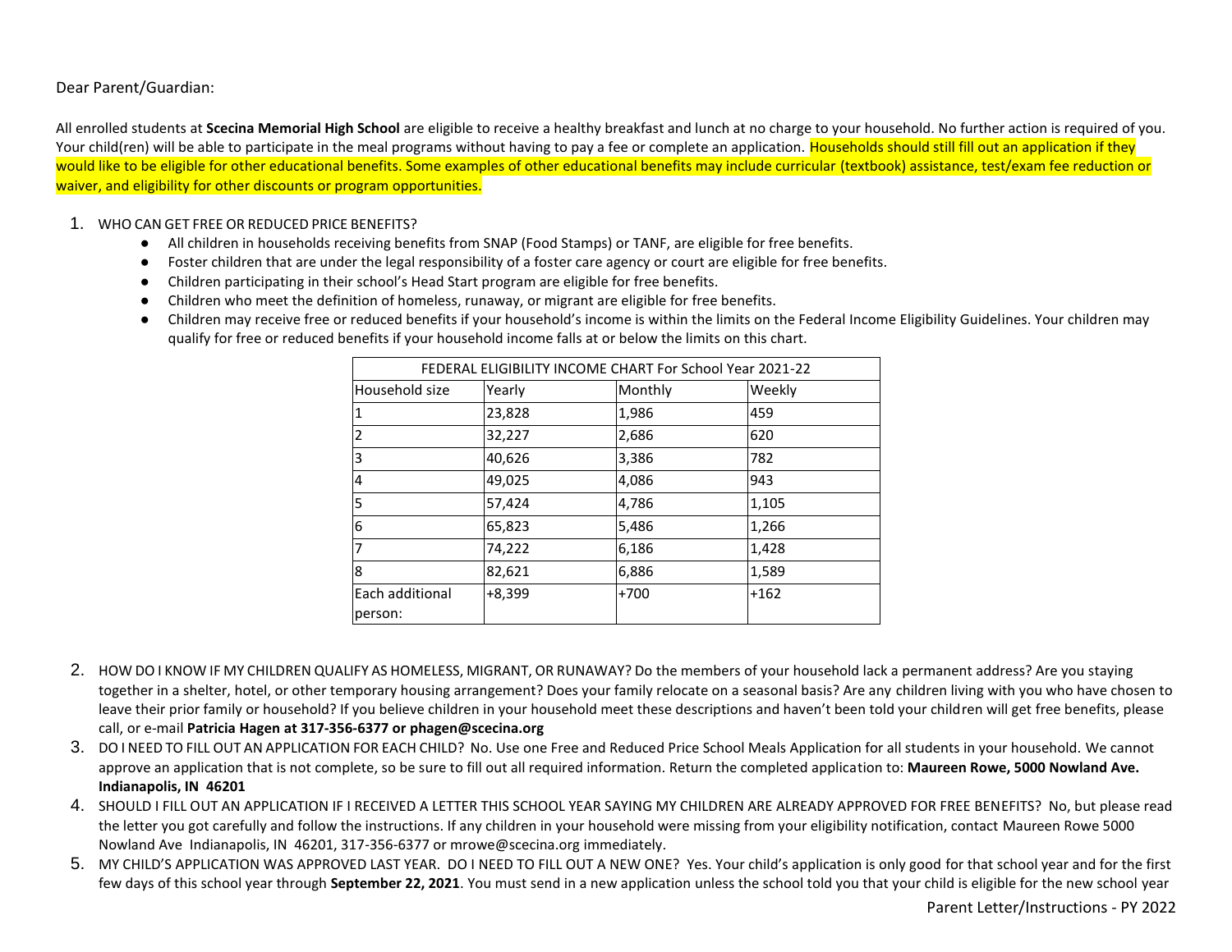Dear Parent/Guardian:

All enrolled students at **Scecina Memorial High School** are eligible to receive a healthy breakfast and lunch at no charge to your household. No further action is required of you. Your child(ren) will be able to participate in the meal programs without having to pay a fee or complete an application. Households should still fill out an application if they would like to be eligible for other educational benefits. Some examples of other educational benefits may include curricular (textbook) assistance, test/exam fee reduction or waiver, and eligibility for other discounts or program opportunities.

1. WHO CAN GET FREE OR REDUCED PRICE BENEFITS?
   - All children in households receiving benefits from SNAP (Food Stamps) or TANF, are eligible for free benefits.
   - Foster children that are under the legal responsibility of a foster care agency or court are eligible for free benefits.
   - Children participating in their school's Head Start program are eligible for free benefits.
   - Children who meet the definition of homeless, runaway, or migrant are eligible for free benefits.
   - Children may receive free or reduced benefits if your household's income is within the limits on the Federal Income Eligibility Guidelines. Your children may qualify for free or reduced benefits if your household income falls at or below the limits on this chart.

| FEDERAL ELIGIBILITY INCOME CHART For School Year 2021-22 | | | |
|---|---|---|---|
| Household size | Yearly | Monthly | Weekly |
| 1 | 23,828 | 1,986 | 459 |
| 2 | 32,227 | 2,686 | 620 |
| 3 | 40,626 | 3,386 | 782 |
| 4 | 49,025 | 4,086 | 943 |
| 5 | 57,424 | 4,786 | 1,105 |
| 6 | 65,823 | 5,486 | 1,266 |
| 7 | 74,222 | 6,186 | 1,428 |
| 8 | 82,621 | 6,886 | 1,589 |
| Each additional person: | +8,399 | +700 | +162 |

2. HOW DO I KNOW IF MY CHILDREN QUALIFY AS HOMELESS, MIGRANT, OR RUNAWAY? Do the members of your household lack a permanent address? Are you staying together in a shelter, hotel, or other temporary housing arrangement? Does your family relocate on a seasonal basis? Are any children living with you who have chosen to leave their prior family or household? If you believe children in your household meet these descriptions and haven't been told your children will get free benefits, please call, or e-mail **Patricia Hagen at 317-356-6377 or phagen@scecina.org**
3. DO I NEED TO FILL OUT AN APPLICATION FOR EACH CHILD? No. Use one Free and Reduced Price School Meals Application for all students in your household. We cannot approve an application that is not complete, so be sure to fill out all required information. Return the completed application to: **Maureen Rowe, 5000 Nowland Ave. Indianapolis, IN 46201**
4. SHOULD I FILL OUT AN APPLICATION IF I RECEIVED A LETTER THIS SCHOOL YEAR SAYING MY CHILDREN ARE ALREADY APPROVED FOR FREE BENEFITS? No, but please read the letter you got carefully and follow the instructions. If any children in your household were missing from your eligibility notification, contact Maureen Rowe 5000 Nowland Ave Indianapolis, IN 46201, 317-356-6377 or mrowe@scecina.org immediately.
5. MY CHILD'S APPLICATION WAS APPROVED LAST YEAR. DO I NEED TO FILL OUT A NEW ONE? Yes. Your child's application is only good for that school year and for the first few days of this school year through **September 22, 2021**. You must send in a new application unless the school told you that your child is eligible for the new school year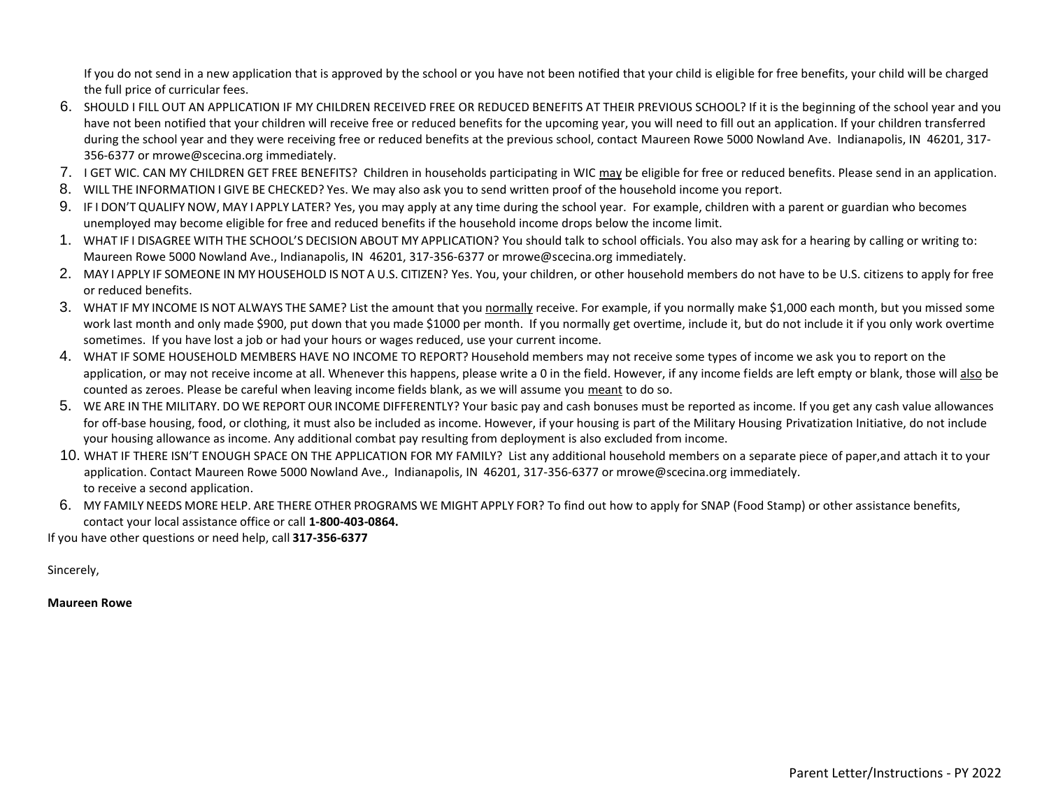If you do not send in a new application that is approved by the school or you have not been notified that your child is eligible for free benefits, your child will be charged the full price of curricular fees.

6. SHOULD I FILL OUT AN APPLICATION IF MY CHILDREN RECEIVED FREE OR REDUCED BENEFITS AT THEIR PREVIOUS SCHOOL? If it is the beginning of the school year and you have not been notified that your children will receive free or reduced benefits for the upcoming year, you will need to fill out an application. If your children transferred during the school year and they were receiving free or reduced benefits at the previous school, contact Maureen Rowe 5000 Nowland Ave. Indianapolis, IN 46201, 317-356-6377 or mrowe@scecina.org immediately.
7. I GET WIC. CAN MY CHILDREN GET FREE BENEFITS? Children in households participating in WIC may be eligible for free or reduced benefits. Please send in an application.
8. WILL THE INFORMATION I GIVE BE CHECKED? Yes. We may also ask you to send written proof of the household income you report.
9. IF I DON'T QUALIFY NOW, MAY I APPLY LATER? Yes, you may apply at any time during the school year. For example, children with a parent or guardian who becomes unemployed may become eligible for free and reduced benefits if the household income drops below the income limit.
1. WHAT IF I DISAGREE WITH THE SCHOOL'S DECISION ABOUT MY APPLICATION? You should talk to school officials. You also may ask for a hearing by calling or writing to: Maureen Rowe 5000 Nowland Ave., Indianapolis, IN 46201, 317-356-6377 or mrowe@scecina.org immediately.
2. MAY I APPLY IF SOMEONE IN MY HOUSEHOLD IS NOT A U.S. CITIZEN? Yes. You, your children, or other household members do not have to be U.S. citizens to apply for free or reduced benefits.
3. WHAT IF MY INCOME IS NOT ALWAYS THE SAME? List the amount that you normally receive. For example, if you normally make $1,000 each month, but you missed some work last month and only made $900, put down that you made $1000 per month. If you normally get overtime, include it, but do not include it if you only work overtime sometimes. If you have lost a job or had your hours or wages reduced, use your current income.
4. WHAT IF SOME HOUSEHOLD MEMBERS HAVE NO INCOME TO REPORT? Household members may not receive some types of income we ask you to report on the application, or may not receive income at all. Whenever this happens, please write a 0 in the field. However, if any income fields are left empty or blank, those will also be counted as zeroes. Please be careful when leaving income fields blank, as we will assume you meant to do so.
5. WE ARE IN THE MILITARY. DO WE REPORT OUR INCOME DIFFERENTLY? Your basic pay and cash bonuses must be reported as income. If you get any cash value allowances for off-base housing, food, or clothing, it must also be included as income. However, if your housing is part of the Military Housing Privatization Initiative, do not include your housing allowance as income. Any additional combat pay resulting from deployment is also excluded from income.
10. WHAT IF THERE ISN'T ENOUGH SPACE ON THE APPLICATION FOR MY FAMILY? List any additional household members on a separate piece of paper,and attach it to your application. Contact Maureen Rowe 5000 Nowland Ave., Indianapolis, IN 46201, 317-356-6377 or mrowe@scecina.org immediately. to receive a second application.
6. MY FAMILY NEEDS MORE HELP. ARE THERE OTHER PROGRAMS WE MIGHT APPLY FOR? To find out how to apply for SNAP (Food Stamp) or other assistance benefits, contact your local assistance office or call **1-800-403-0864.**

If you have other questions or need help, call **317-356-6377**

Sincerely,

**Maureen Rowe**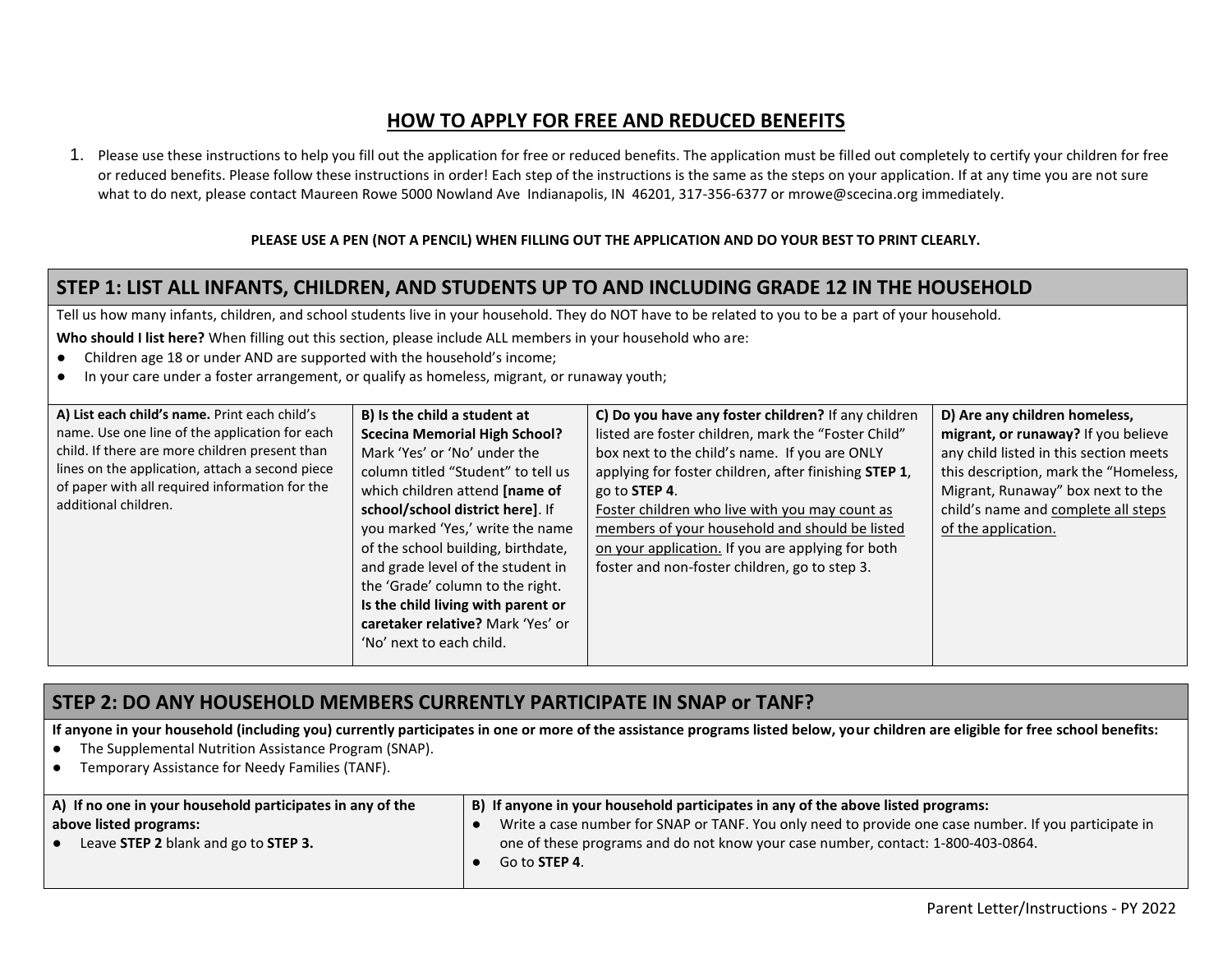# HOW TO APPLY FOR FREE AND REDUCED BENEFITS

1. Please use these instructions to help you fill out the application for free or reduced benefits. The application must be filled out completely to certify your children for free or reduced benefits. Please follow these instructions in order! Each step of the instructions is the same as the steps on your application. If at any time you are not sure what to do next, please contact Maureen Rowe 5000 Nowland Ave Indianapolis, IN 46201, 317-356-6377 or mrowe@scecina.org immediately.

**PLEASE USE A PEN (NOT A PENCIL) WHEN FILLING OUT THE APPLICATION AND DO YOUR BEST TO PRINT CLEARLY.**

## STEP 1: LIST ALL INFANTS, CHILDREN, AND STUDENTS UP TO AND INCLUDING GRADE 12 IN THE HOUSEHOLD

Tell us how many infants, children, and school students live in your household. They do NOT have to be related to you to be a part of your household.

**Who should I list here?** When filling out this section, please include ALL members in your household who are:

- Children age 18 or under AND are supported with the household's income;
- In your care under a foster arrangement, or qualify as homeless, migrant, or runaway youth;

| **A) List each child's name.** Print each child's name. Use one line of the application for each child. If there are more children present than lines on the application, attach a second piece of paper with all required information for the additional children. | **B) Is the child a student at Scecina Memorial High School?** Mark 'Yes' or 'No' under the column titled "Student" to tell us which children attend **[name of school/school district here]**. If you marked 'Yes,' write the name of the school building, birthdate, and grade level of the student in the 'Grade' column to the right. **Is the child living with parent or caretaker relative?** Mark 'Yes' or 'No' next to each child. | **C) Do you have any foster children?** If any children listed are foster children, mark the "Foster Child" box next to the child's name. If you are ONLY applying for foster children, after finishing **STEP 1**, go to **STEP 4**. <u>Foster children who live with you may count as members of your household and should be listed on your application.</u> If you are applying for both foster and non-foster children, go to step 3. | **D) Are any children homeless, migrant, or runaway?** If you believe any child listed in this section meets this description, mark the "Homeless, Migrant, Runaway" box next to the child's name and <u>complete all steps of the application.</u> |
|---|---|---|---|

## STEP 2: DO ANY HOUSEHOLD MEMBERS CURRENTLY PARTICIPATE IN SNAP or TANF?

**If anyone in your household (including you) currently participates in one or more of the assistance programs listed below, your children are eligible for free school benefits:**

- The Supplemental Nutrition Assistance Program (SNAP).
- Temporary Assistance for Needy Families (TANF).

| **A) If no one in your household participates in any of the above listed programs:** | **B) If anyone in your household participates in any of the above listed programs:** |
|---|---|
| • Leave **STEP 2** blank and go to **STEP 3.** | • Write a case number for SNAP or TANF. You only need to provide one case number. If you participate in one of these programs and do not know your case number, contact: 1-800-403-0864.<br>• Go to **STEP 4**. |

Parent Letter/Instructions - PY 2022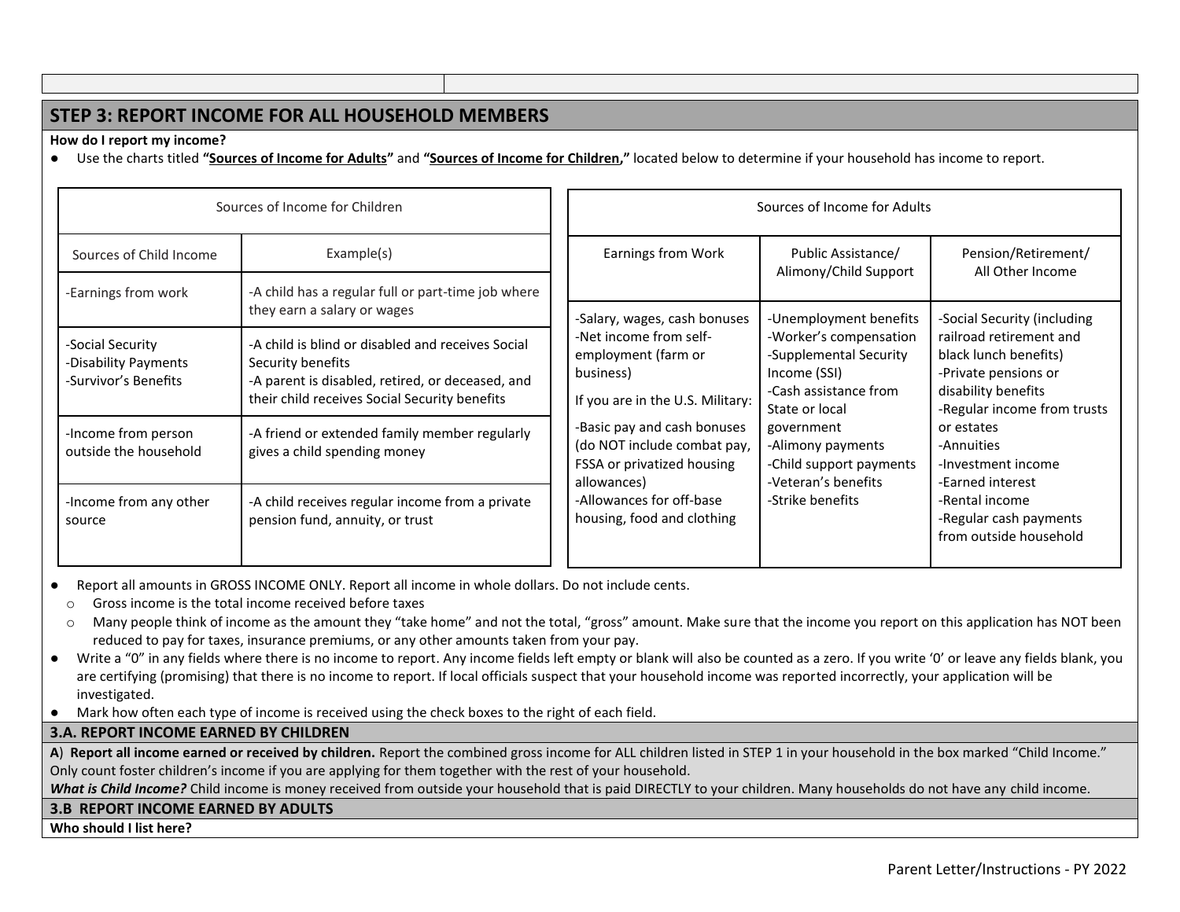## STEP 3: REPORT INCOME FOR ALL HOUSEHOLD MEMBERS

**How do I report my income?**

- Use the charts titled **"Sources of Income for Adults"** and **"Sources of Income for Children,"** located below to determine if your household has income to report.

| Sources of Income for Children | |
|---|---|
| Sources of Child Income | Example(s) |
| -Earnings from work | -A child has a regular full or part-time job where they earn a salary or wages |
| -Social Security<br>-Disability Payments<br>-Survivor's Benefits | -A child is blind or disabled and receives Social Security benefits<br>-A parent is disabled, retired, or deceased, and their child receives Social Security benefits |
| -Income from person outside the household | -A friend or extended family member regularly gives a child spending money |
| -Income from any other source | -A child receives regular income from a private pension fund, annuity, or trust |

| Sources of Income for Adults | | |
|---|---|---|
| Earnings from Work | Public Assistance/ Alimony/Child Support | Pension/Retirement/ All Other Income |
| -Salary, wages, cash bonuses<br>-Net income from self-employment (farm or business)<br>If you are in the U.S. Military:<br>-Basic pay and cash bonuses (do NOT include combat pay, FSSA or privatized housing allowances)<br>-Allowances for off-base housing, food and clothing | -Unemployment benefits<br>-Worker's compensation<br>-Supplemental Security Income (SSI)<br>-Cash assistance from State or local government<br>-Alimony payments<br>-Child support payments<br>-Veteran's benefits<br>-Strike benefits | -Social Security (including railroad retirement and black lunch benefits)<br>-Private pensions or disability benefits<br>-Regular income from trusts or estates<br>-Annuities<br>-Investment income<br>-Earned interest<br>-Rental income<br>-Regular cash payments from outside household |

- Report all amounts in GROSS INCOME ONLY. Report all income in whole dollars. Do not include cents.
  - Gross income is the total income received before taxes
  - Many people think of income as the amount they "take home" and not the total, "gross" amount. Make sure that the income you report on this application has NOT been reduced to pay for taxes, insurance premiums, or any other amounts taken from your pay.
- Write a "0" in any fields where there is no income to report. Any income fields left empty or blank will also be counted as a zero. If you write '0' or leave any fields blank, you are certifying (promising) that there is no income to report. If local officials suspect that your household income was reported incorrectly, your application will be investigated.
- Mark how often each type of income is received using the check boxes to the right of each field.

### 3.A. REPORT INCOME EARNED BY CHILDREN

A) **Report all income earned or received by children.** Report the combined gross income for ALL children listed in STEP 1 in your household in the box marked "Child Income." Only count foster children's income if you are applying for them together with the rest of your household.

***What is Child Income?*** Child income is money received from outside your household that is paid DIRECTLY to your children. Many households do not have any child income.

### 3.B REPORT INCOME EARNED BY ADULTS

**Who should I list here?**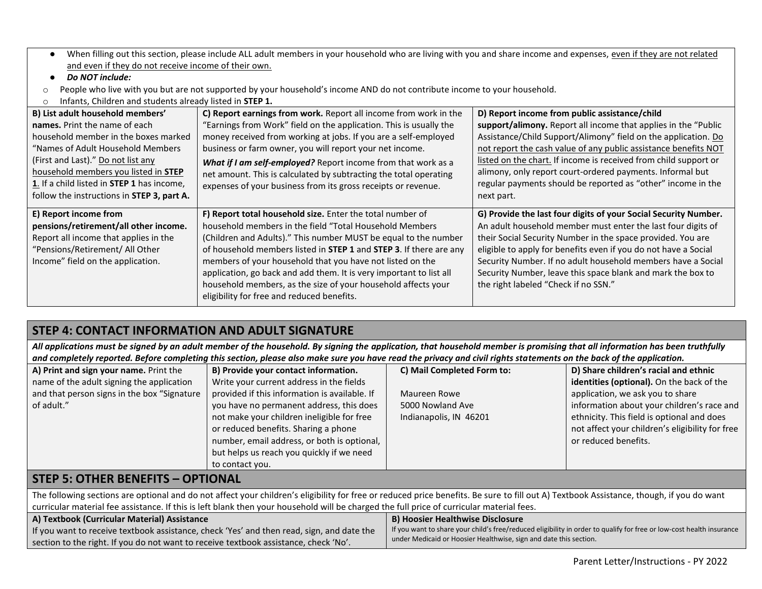- When filling out this section, please include ALL adult members in your household who are living with you and share income and expenses, even if they are not related and even if they do not receive income of their own.
- ***Do NOT include:***
  - People who live with you but are not supported by your household's income AND do not contribute income to your household.
  - Infants, Children and students already listed in **STEP 1.**

| | | |
|---|---|---|
| **B) List adult household members' names.** Print the name of each household member in the boxes marked "Names of Adult Household Members (First and Last)." Do not list any household members you listed in **STEP 1**. If a child listed in **STEP 1** has income, follow the instructions in **STEP 3, part A.** | **C) Report earnings from work.** Report all income from work in the "Earnings from Work" field on the application. This is usually the money received from working at jobs. If you are a self-employed business or farm owner, you will report your net income. ***What if I am self-employed?*** Report income from that work as a net amount. This is calculated by subtracting the total operating expenses of your business from its gross receipts or revenue. | **D) Report income from public assistance/child support/alimony.** Report all income that applies in the "Public Assistance/Child Support/Alimony" field on the application. Do not report the cash value of any public assistance benefits NOT listed on the chart. If income is received from child support or alimony, only report court-ordered payments. Informal but regular payments should be reported as "other" income in the next part. |
| **E) Report income from pensions/retirement/all other income.** Report all income that applies in the "Pensions/Retirement/ All Other Income" field on the application. | **F) Report total household size.** Enter the total number of household members in the field "Total Household Members (Children and Adults)." This number MUST be equal to the number of household members listed in **STEP 1** and **STEP 3**. If there are any members of your household that you have not listed on the application, go back and add them. It is very important to list all household members, as the size of your household affects your eligibility for free and reduced benefits. | **G) Provide the last four digits of your Social Security Number.** An adult household member must enter the last four digits of their Social Security Number in the space provided. You are eligible to apply for benefits even if you do not have a Social Security Number. If no adult household members have a Social Security Number, leave this space blank and mark the box to the right labeled "Check if no SSN." |

## STEP 4: CONTACT INFORMATION AND ADULT SIGNATURE

***All applications must be signed by an adult member of the household. By signing the application, that household member is promising that all information has been truthfully and completely reported. Before completing this section, please also make sure you have read the privacy and civil rights statements on the back of the application.***

| | | | |
|---|---|---|---|
| **A) Print and sign your name.** Print the name of the adult signing the application and that person signs in the box "Signature of adult." | **B) Provide your contact information.** Write your current address in the fields provided if this information is available. If you have no permanent address, this does not make your children ineligible for free or reduced benefits. Sharing a phone number, email address, or both is optional, but helps us reach you quickly if we need to contact you. | **C) Mail Completed Form to:**<br><br>Maureen Rowe<br>5000 Nowland Ave<br>Indianapolis, IN 46201 | **D) Share children's racial and ethnic identities (optional).** On the back of the application, we ask you to share information about your children's race and ethnicity. This field is optional and does not affect your children's eligibility for free or reduced benefits. |

## STEP 5: OTHER BENEFITS – OPTIONAL

The following sections are optional and do not affect your children's eligibility for free or reduced price benefits. Be sure to fill out A) Textbook Assistance, though, if you do want curricular material fee assistance. If this is left blank then your household will be charged the full price of curricular material fees.

| | |
|---|---|
| **A) Textbook (Curricular Material) Assistance**<br>If you want to receive textbook assistance, check 'Yes' and then read, sign, and date the section to the right. If you do not want to receive textbook assistance, check 'No'. | **B) Hoosier Healthwise Disclosure**<br>If you want to share your child's free/reduced eligibility in order to qualify for free or low-cost health insurance under Medicaid or Hoosier Healthwise, sign and date this section. |

Parent Letter/Instructions - PY 2022